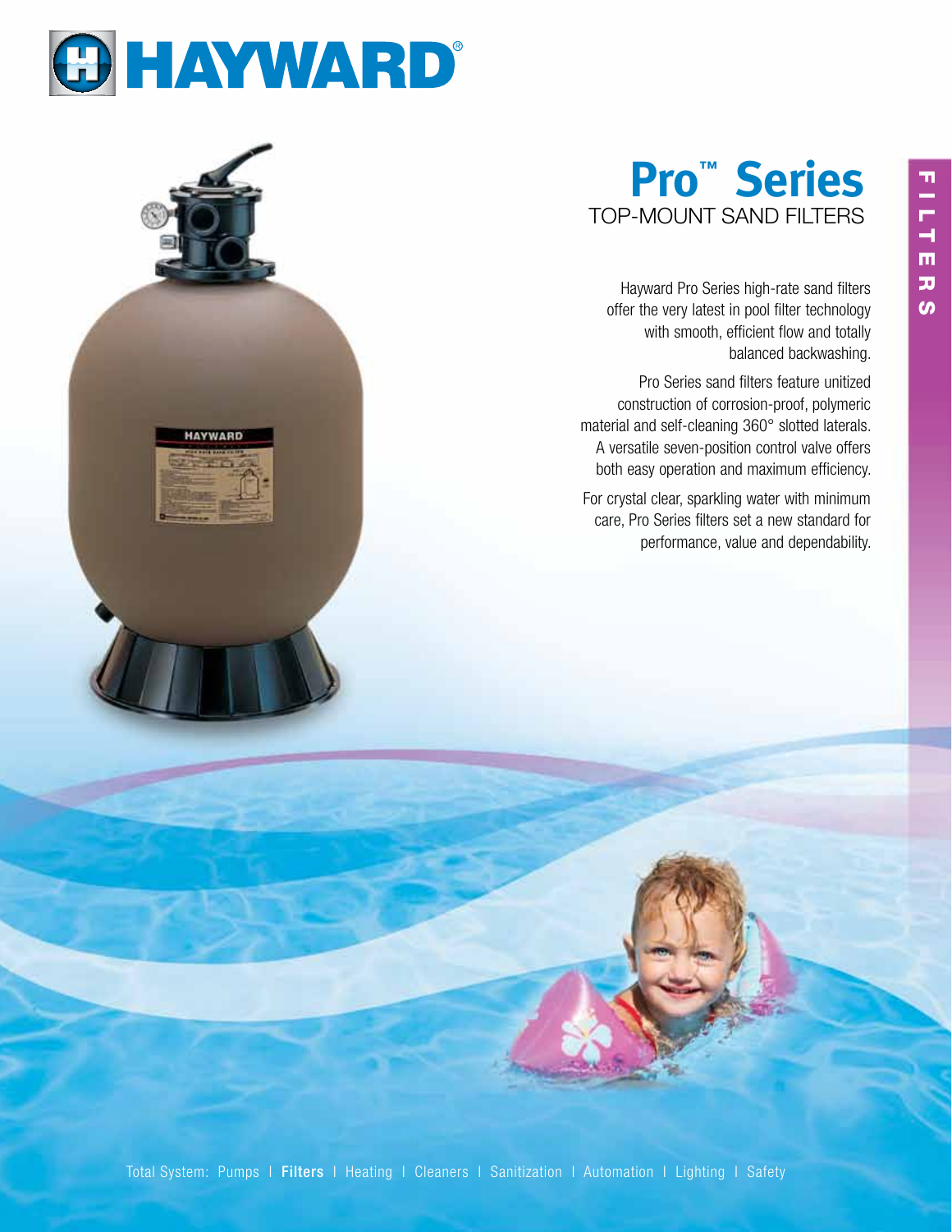HAYWARD®

# Pro™ Series

## TOP-MOUNT SAND FILTERS

FILTERS

Hayward Pro Series high-rate sand filters offer the very latest in pool filter technology with smooth, efficient flow and totally balanced backwashing.

Pro Series sand filters feature unitized construction of corrosion-proof, polymeric material and self-cleaning 360° slotted laterals. A versatile seven-position control valve offers both easy operation and maximum efficiency.

For crystal clear, sparkling water with minimum care, Pro Series filters set a new standard for performance, value and dependability.

Total System: Pumps | **Filters** | Heating | Cleaners | Sanitization | Automation | Lighting | Safety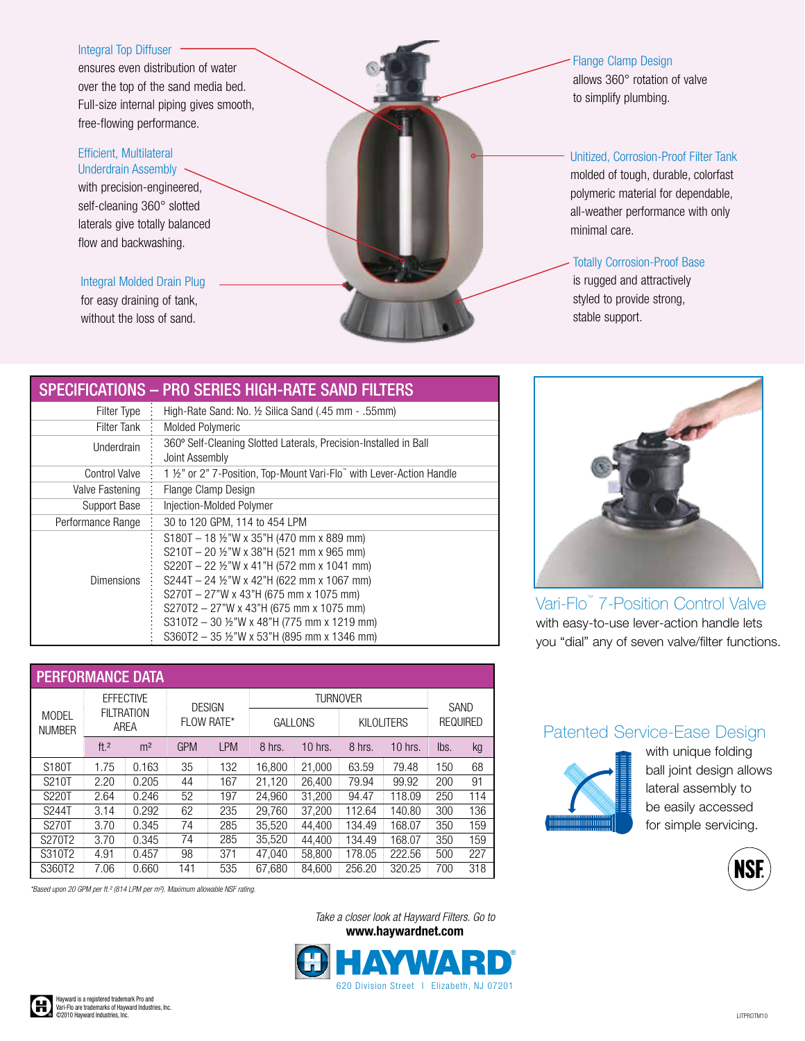Integral Top Diffuser
ensures even distribution of water over the top of the sand media bed. Full-size internal piping gives smooth, free-flowing performance.

Efficient, Multilateral Underdrain Assembly
with precision-engineered, self-cleaning 360° slotted laterals give totally balanced flow and backwashing.

Integral Molded Drain Plug
for easy draining of tank, without the loss of sand.

Flange Clamp Design
allows 360° rotation of valve to simplify plumbing.

Unitized, Corrosion-Proof Filter Tank
molded of tough, durable, colorfast polymeric material for dependable, all-weather performance with only minimal care.

Totally Corrosion-Proof Base
is rugged and attractively styled to provide strong, stable support.

## SPECIFICATIONS – PRO SERIES HIGH-RATE SAND FILTERS

| | |
|---|---|
| Filter Type | High-Rate Sand: No. ½ Silica Sand (.45 mm - .55mm) |
| Filter Tank | Molded Polymeric |
| Underdrain | 360º Self-Cleaning Slotted Laterals, Precision-Installed in Ball Joint Assembly |
| Control Valve | 1 ½" or 2" 7-Position, Top-Mount Vari-Flo™ with Lever-Action Handle |
| Valve Fastening | Flange Clamp Design |
| Support Base | Injection-Molded Polymer |
| Performance Range | 30 to 120 GPM, 114 to 454 LPM |
| Dimensions | S180T – 18 ½"W x 35"H (470 mm x 889 mm)<br>S210T – 20 ½"W x 38"H (521 mm x 965 mm)<br>S220T – 22 ½"W x 41"H (572 mm x 1041 mm)<br>S244T – 24 ½"W x 42"H (622 mm x 1067 mm)<br>S270T – 27"W x 43"H (675 mm x 1075 mm)<br>S270T2 – 27"W x 43"H (675 mm x 1075 mm)<br>S310T2 – 30 ½"W x 48"H (775 mm x 1219 mm)<br>S360T2 – 35 ½"W x 53"H (895 mm x 1346 mm) |

Vari-Flo™ 7-Position Control Valve
with easy-to-use lever-action handle lets you "dial" any of seven valve/filter functions.

## PERFORMANCE DATA

| MODEL NUMBER | EFFECTIVE FILTRATION AREA | | DESIGN FLOW RATE* | | TURNOVER | | | | SAND REQUIRED | |
|---|---|---|---|---|---|---|---|---|---|---|
| | | | | | GALLONS | | KILOLITERS | | | |
| | ft.² | m² | GPM | LPM | 8 hrs. | 10 hrs. | 8 hrs. | 10 hrs. | lbs. | kg |
| S180T | 1.75 | 0.163 | 35 | 132 | 16,800 | 21,000 | 63.59 | 79.48 | 150 | 68 |
| S210T | 2.20 | 0.205 | 44 | 167 | 21,120 | 26,400 | 79.94 | 99.92 | 200 | 91 |
| S220T | 2.64 | 0.246 | 52 | 197 | 24,960 | 31,200 | 94.47 | 118.09 | 250 | 114 |
| S244T | 3.14 | 0.292 | 62 | 235 | 29,760 | 37,200 | 112.64 | 140.80 | 300 | 136 |
| S270T | 3.70 | 0.345 | 74 | 285 | 35,520 | 44,400 | 134.49 | 168.07 | 350 | 159 |
| S270T2 | 3.70 | 0.345 | 74 | 285 | 35,520 | 44,400 | 134.49 | 168.07 | 350 | 159 |
| S310T2 | 4.91 | 0.457 | 98 | 371 | 47,040 | 58,800 | 178.05 | 222.56 | 500 | 227 |
| S360T2 | 7.06 | 0.660 | 141 | 535 | 67,680 | 84,600 | 256.20 | 320.25 | 700 | 318 |

*Based upon 20 GPM per ft.² (814 LPM per m²). Maximum allowable NSF rating.*

Patented Service-Ease Design
with unique folding ball joint design allows lateral assembly to be easily accessed for simple servicing.

NSF

*Take a closer look at Hayward Filters. Go to*
**www.haywardnet.com**

HAYWARD®
620 Division Street | Elizabeth, NJ 07201

Hayward is a registered trademark Pro and Vari-Flo are trademarks of Hayward Industries, Inc. ©2010 Hayward Industries, Inc.

LITPROTM10